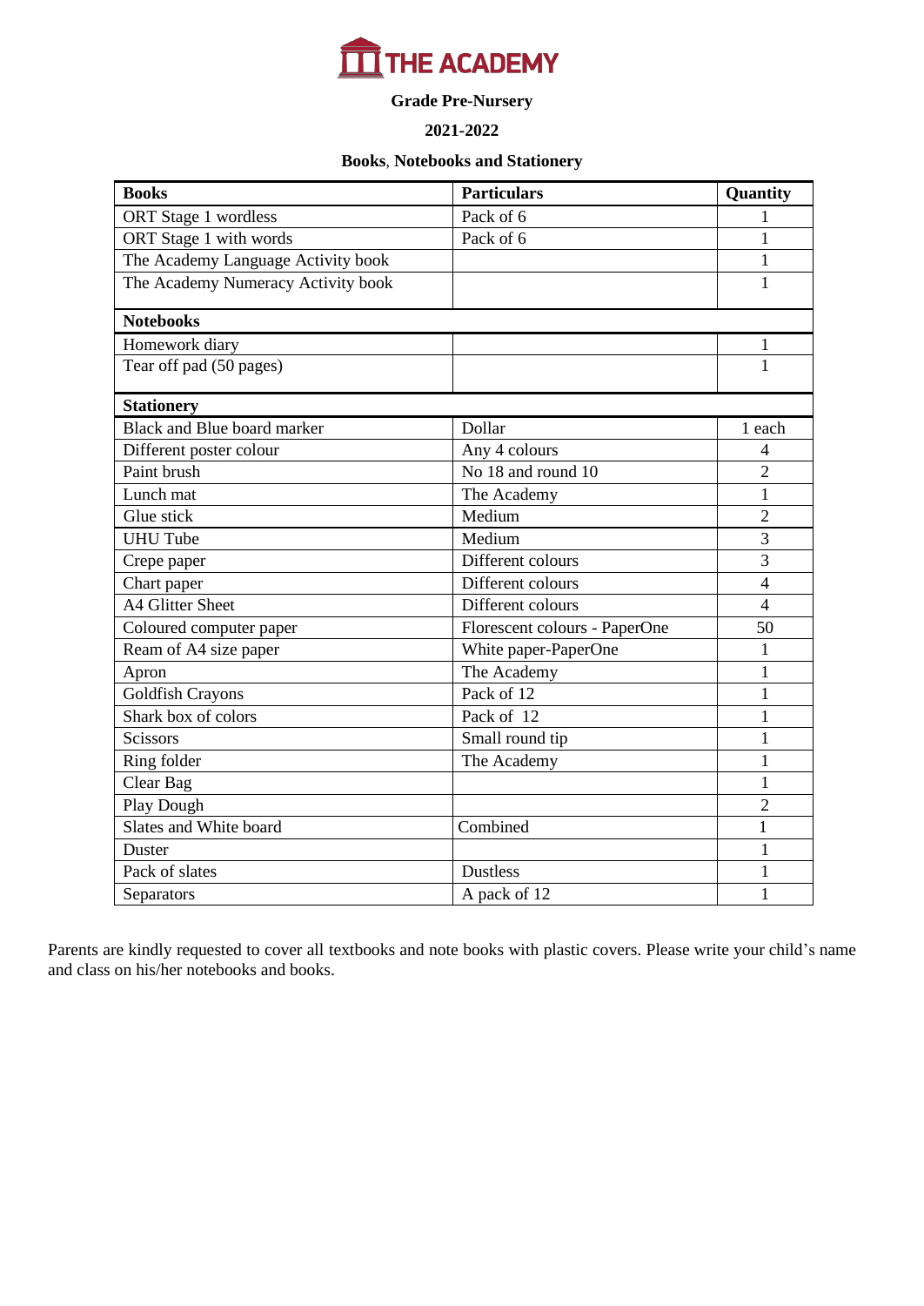# THE ACADEMY

**Grade Pre-Nursery**

**2021-2022**

**Books, Notebooks and Stationery**

| Books | Particulars | Quantity |
|---|---|---|
| ORT Stage 1 wordless | Pack of 6 | 1 |
| ORT Stage 1 with words | Pack of 6 | 1 |
| The Academy Language Activity book | | 1 |
| The Academy Numeracy Activity book | | 1 |
| **Notebooks** | | |
| Homework diary | | 1 |
| Tear off pad (50 pages) | | 1 |
| **Stationery** | | |
| Black and Blue board marker | Dollar | 1 each |
| Different poster colour | Any 4 colours | 4 |
| Paint brush | No 18 and round 10 | 2 |
| Lunch mat | The Academy | 1 |
| Glue stick | Medium | 2 |
| UHU Tube | Medium | 3 |
| Crepe paper | Different colours | 3 |
| Chart paper | Different colours | 4 |
| A4 Glitter Sheet | Different colours | 4 |
| Coloured computer paper | Florescent colours - PaperOne | 50 |
| Ream of A4 size paper | White paper-PaperOne | 1 |
| Apron | The Academy | 1 |
| Goldfish Crayons | Pack of 12 | 1 |
| Shark box of colors | Pack of 12 | 1 |
| Scissors | Small round tip | 1 |
| Ring folder | The Academy | 1 |
| Clear Bag | | 1 |
| Play Dough | | 2 |
| Slates and White board | Combined | 1 |
| Duster | | 1 |
| Pack of slates | Dustless | 1 |
| Separators | A pack of 12 | 1 |

Parents are kindly requested to cover all textbooks and note books with plastic covers. Please write your child's name and class on his/her notebooks and books.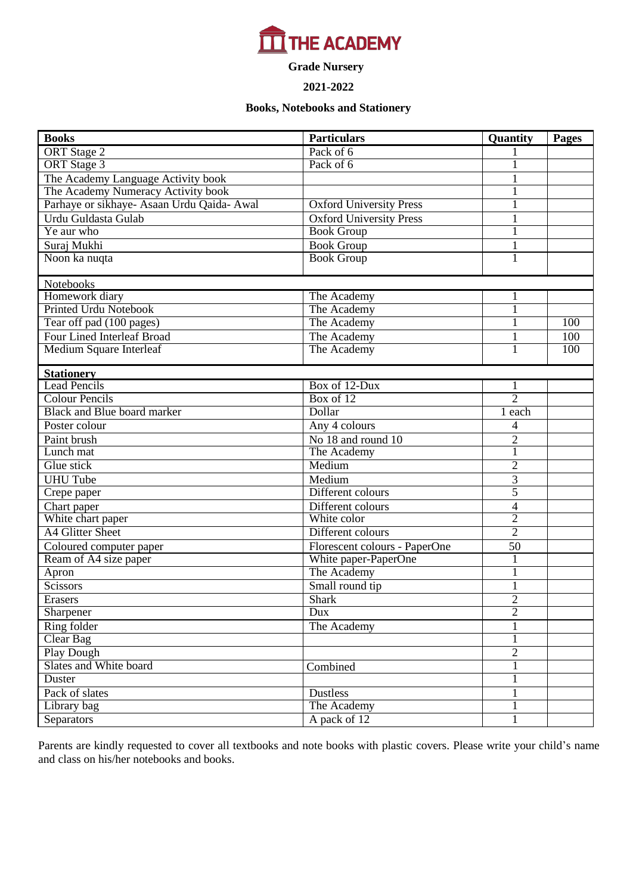# THE ACADEMY

**Grade Nursery**

**2021-2022**

**Books, Notebooks and Stationery**

| **Books** | **Particulars** | **Quantity** | **Pages** |
|---|---|---|---|
| ORT Stage 2 | Pack of 6 | 1 | |
| ORT Stage 3 | Pack of 6 | 1 | |
| The Academy Language Activity book | | 1 | |
| The Academy Numeracy Activity book | | 1 | |
| Parhaye or sikhaye- Asaan Urdu Qaida- Awal | Oxford University Press | 1 | |
| Urdu Guldasta Gulab | Oxford University Press | 1 | |
| Ye aur who | Book Group | 1 | |
| Suraj Mukhi | Book Group | 1 | |
| Noon ka nuqta | Book Group | 1 | |
| Notebooks | | | |
| Homework diary | The Academy | 1 | |
| Printed Urdu Notebook | The Academy | 1 | |
| Tear off pad (100 pages) | The Academy | 1 | 100 |
| Four Lined Interleaf Broad | The Academy | 1 | 100 |
| Medium Square Interleaf | The Academy | 1 | 100 |
| **Stationery** | | | |
| Lead Pencils | Box of 12-Dux | 1 | |
| Colour Pencils | Box of 12 | 2 | |
| Black and Blue board marker | Dollar | 1 each | |
| Poster colour | Any 4 colours | 4 | |
| Paint brush | No 18 and round 10 | 2 | |
| Lunch mat | The Academy | 1 | |
| Glue stick | Medium | 2 | |
| UHU Tube | Medium | 3 | |
| Crepe paper | Different colours | 5 | |
| Chart paper | Different colours | 4 | |
| White chart paper | White color | 2 | |
| A4 Glitter Sheet | Different colours | 2 | |
| Coloured computer paper | Florescent colours - PaperOne | 50 | |
| Ream of A4 size paper | White paper-PaperOne | 1 | |
| Apron | The Academy | 1 | |
| Scissors | Small round tip | 1 | |
| Erasers | Shark | 2 | |
| Sharpener | Dux | 2 | |
| Ring folder | The Academy | 1 | |
| Clear Bag | | 1 | |
| Play Dough | | 2 | |
| Slates and White board | Combined | 1 | |
| Duster | | 1 | |
| Pack of slates | Dustless | 1 | |
| Library bag | The Academy | 1 | |
| Separators | A pack of 12 | 1 | |

Parents are kindly requested to cover all textbooks and note books with plastic covers. Please write your child's name and class on his/her notebooks and books.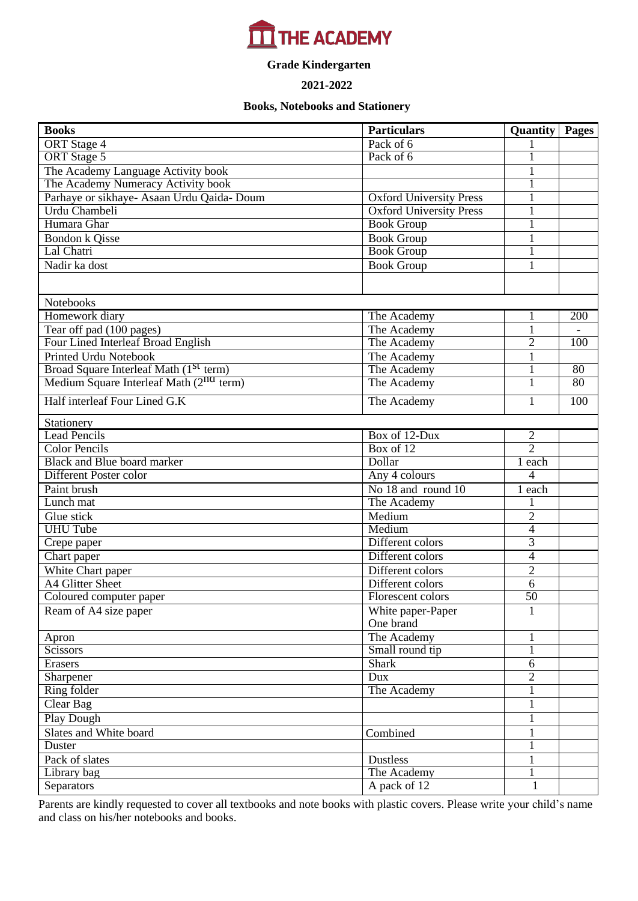THE ACADEMY

**Grade Kindergarten**

**2021-2022**

**Books, Notebooks and Stationery**

| **Books** | **Particulars** | **Quantity** | **Pages** |
|---|---|---|---|
| ORT Stage 4 | Pack of 6 | 1 | |
| ORT Stage 5 | Pack of 6 | 1 | |
| The Academy Language Activity book | | 1 | |
| The Academy Numeracy Activity book | | 1 | |
| Parhaye or sikhaye- Asaan Urdu Qaida- Doum | Oxford University Press | 1 | |
| Urdu Chambeli | Oxford University Press | 1 | |
| Humara Ghar | Book Group | 1 | |
| Bondon k Qisse | Book Group | 1 | |
| Lal Chatri | Book Group | 1 | |
| Nadir ka dost | Book Group | 1 | |
| | | | |
| Notebooks | | | |
| Homework diary | The Academy | 1 | 200 |
| Tear off pad (100 pages) | The Academy | 1 | - |
| Four Lined Interleaf Broad English | The Academy | 2 | 100 |
| Printed Urdu Notebook | The Academy | 1 | |
| Broad Square Interleaf Math (1st term) | The Academy | 1 | 80 |
| Medium Square Interleaf Math (2nd term) | The Academy | 1 | 80 |
| Half interleaf Four Lined G.K | The Academy | 1 | 100 |
| Stationery | | | |
| Lead Pencils | Box of 12-Dux | 2 | |
| Color Pencils | Box of 12 | 2 | |
| Black and Blue board marker | Dollar | 1 each | |
| Different Poster color | Any 4 colours | 4 | |
| Paint brush | No 18 and round 10 | 1 each | |
| Lunch mat | The Academy | 1 | |
| Glue stick | Medium | 2 | |
| UHU Tube | Medium | 4 | |
| Crepe paper | Different colors | 3 | |
| Chart paper | Different colors | 4 | |
| White Chart paper | Different colors | 2 | |
| A4 Glitter Sheet | Different colors | 6 | |
| Coloured computer paper | Florescent colors | 50 | |
| Ream of A4 size paper | White paper-Paper One brand | 1 | |
| Apron | The Academy | 1 | |
| Scissors | Small round tip | 1 | |
| Erasers | Shark | 6 | |
| Sharpener | Dux | 2 | |
| Ring folder | The Academy | 1 | |
| Clear Bag | | 1 | |
| Play Dough | | 1 | |
| Slates and White board | Combined | 1 | |
| Duster | | 1 | |
| Pack of slates | Dustless | 1 | |
| Library bag | The Academy | 1 | |
| Separators | A pack of 12 | 1 | |

Parents are kindly requested to cover all textbooks and note books with plastic covers. Please write your child's name and class on his/her notebooks and books.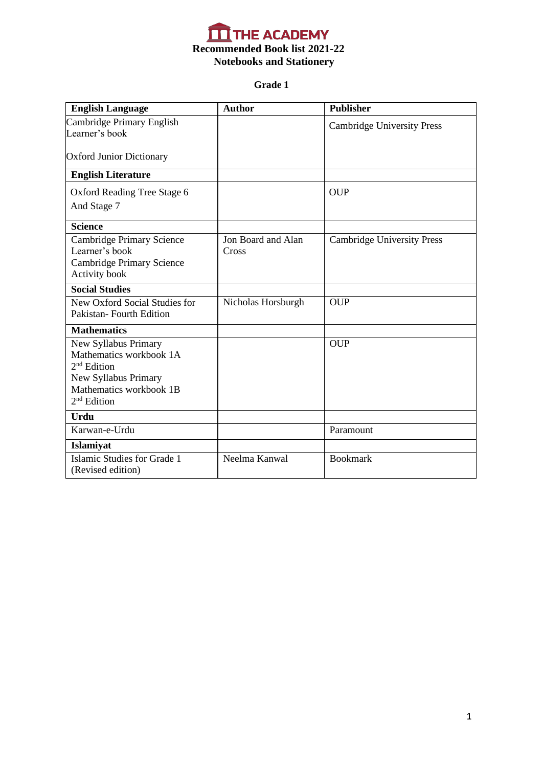# THE ACADEMY

## Recommended Book list 2021-22
## Notebooks and Stationery

### Grade 1

| **English Language** | **Author** | **Publisher** |
|---|---|---|
| Cambridge Primary English Learner's book<br><br>Oxford Junior Dictionary | | Cambridge University Press |
| **English Literature** | | |
| Oxford Reading Tree Stage 6<br>And Stage 7 | | OUP |
| **Science** | | |
| Cambridge Primary Science Learner's book<br>Cambridge Primary Science Activity book | Jon Board and Alan Cross | Cambridge University Press |
| **Social Studies** | | |
| New Oxford Social Studies for Pakistan- Fourth Edition | Nicholas Horsburgh | OUP |
| **Mathematics** | | |
| New Syllabus Primary Mathematics workbook 1A<br>2nd Edition<br>New Syllabus Primary Mathematics workbook 1B<br>2nd Edition | | OUP |
| **Urdu** | | |
| Karwan-e-Urdu | | Paramount |
| **Islamiyat** | | |
| Islamic Studies for Grade 1 (Revised edition) | Neelma Kanwal | Bookmark |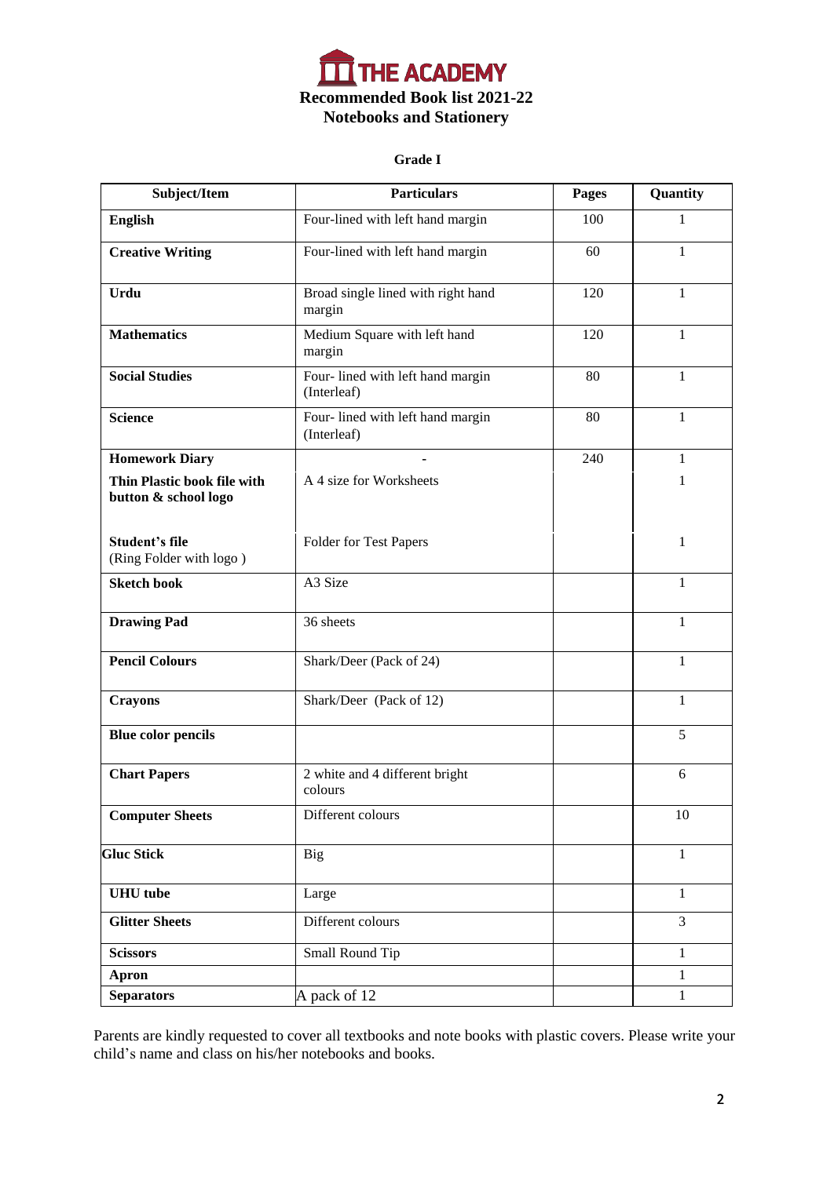# THE ACADEMY

## Recommended Book list 2021-22

## Notebooks and Stationery

### Grade I

| Subject/Item | Particulars | Pages | Quantity |
|---|---|---|---|
| **English** | Four-lined with left hand margin | 100 | 1 |
| **Creative Writing** | Four-lined with left hand margin | 60 | 1 |
| **Urdu** | Broad single lined with right hand margin | 120 | 1 |
| **Mathematics** | Medium Square with left hand margin | 120 | 1 |
| **Social Studies** | Four- lined with left hand margin (Interleaf) | 80 | 1 |
| **Science** | Four- lined with left hand margin (Interleaf) | 80 | 1 |
| **Homework Diary** | - | 240 | 1 |
| **Thin Plastic book file with button & school logo** | A 4 size for Worksheets | | 1 |
| **Student's file** (Ring Folder with logo ) | Folder for Test Papers | | 1 |
| **Sketch book** | A3 Size | | 1 |
| **Drawing Pad** | 36 sheets | | 1 |
| **Pencil Colours** | Shark/Deer (Pack of 24) | | 1 |
| **Crayons** | Shark/Deer (Pack of 12) | | 1 |
| **Blue color pencils** | | | 5 |
| **Chart Papers** | 2 white and 4 different bright colours | | 6 |
| **Computer Sheets** | Different colours | | 10 |
| **Gluc Stick** | Big | | 1 |
| **UHU tube** | Large | | 1 |
| **Glitter Sheets** | Different colours | | 3 |
| **Scissors** | Small Round Tip | | 1 |
| **Apron** | | | 1 |
| **Separators** | A pack of 12 | | 1 |

Parents are kindly requested to cover all textbooks and note books with plastic covers. Please write your child's name and class on his/her notebooks and books.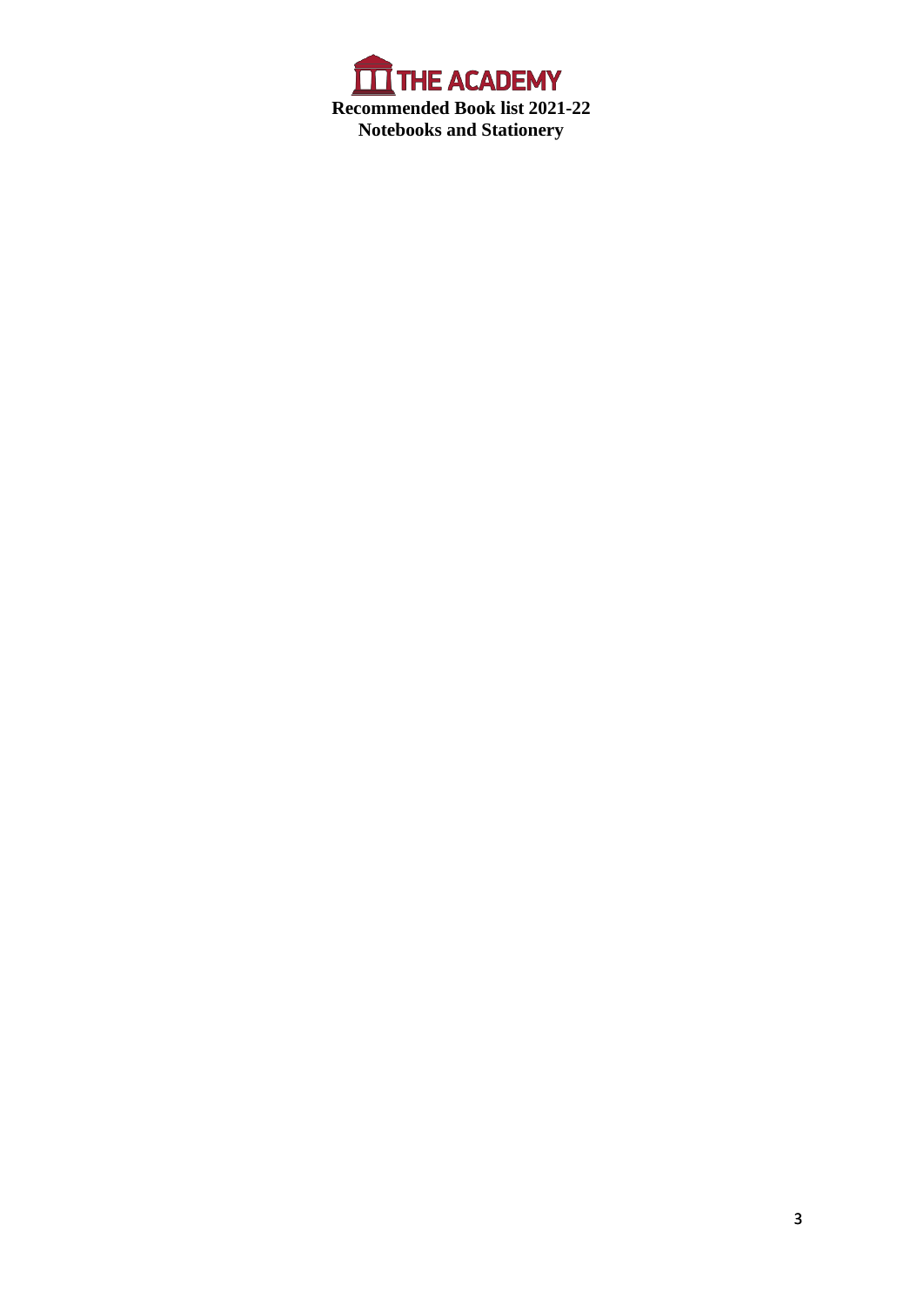THE ACADEMY

**Recommended Book list 2021-22**

**Notebooks and Stationery**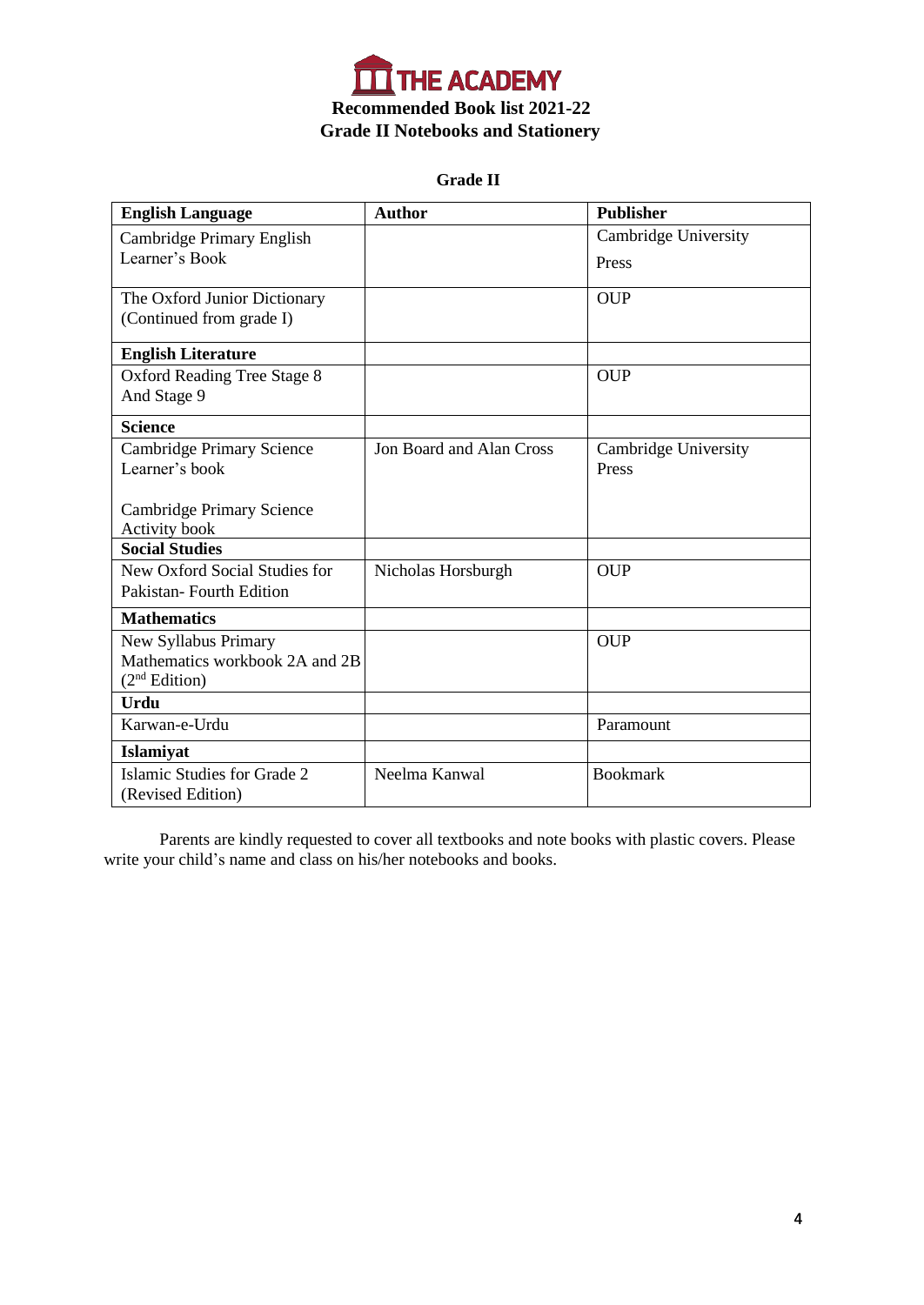# THE ACADEMY

## Recommended Book list 2021-22
## Grade II Notebooks and Stationery

**Grade II**

| **English Language** | **Author** | **Publisher** |
|---|---|---|
| Cambridge Primary English Learner's Book | | Cambridge University Press |
| The Oxford Junior Dictionary (Continued from grade I) | | OUP |
| **English Literature** | | |
| Oxford Reading Tree Stage 8 And Stage 9 | | OUP |
| **Science** | | |
| Cambridge Primary Science Learner's book<br><br>Cambridge Primary Science Activity book | Jon Board and Alan Cross | Cambridge University Press |
| **Social Studies** | | |
| New Oxford Social Studies for Pakistan- Fourth Edition | Nicholas Horsburgh | OUP |
| **Mathematics** | | |
| New Syllabus Primary Mathematics workbook 2A and 2B (2nd Edition) | | OUP |
| **Urdu** | | |
| Karwan-e-Urdu | | Paramount |
| **Islamiyat** | | |
| Islamic Studies for Grade 2 (Revised Edition) | Neelma Kanwal | Bookmark |

Parents are kindly requested to cover all textbooks and note books with plastic covers. Please write your child's name and class on his/her notebooks and books.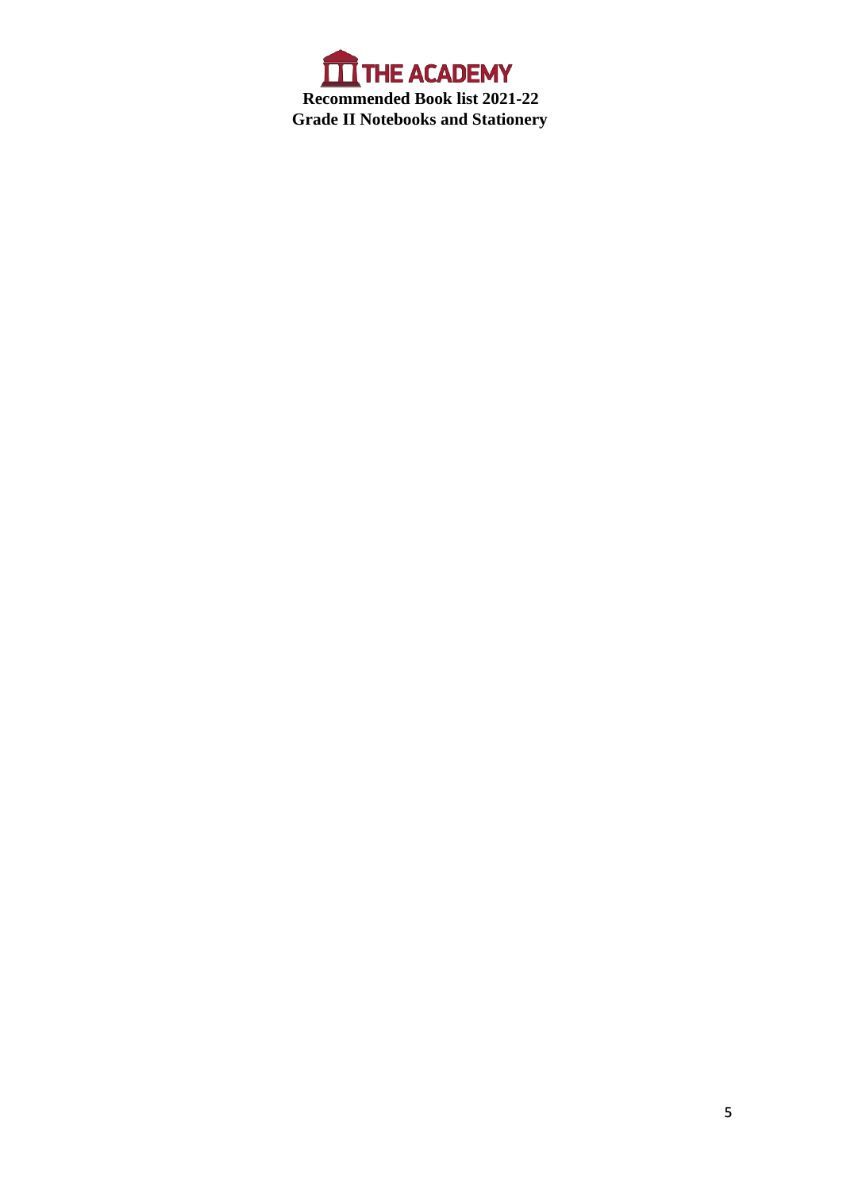# THE ACADEMY

**Recommended Book list 2021-22**

**Grade II Notebooks and Stationery**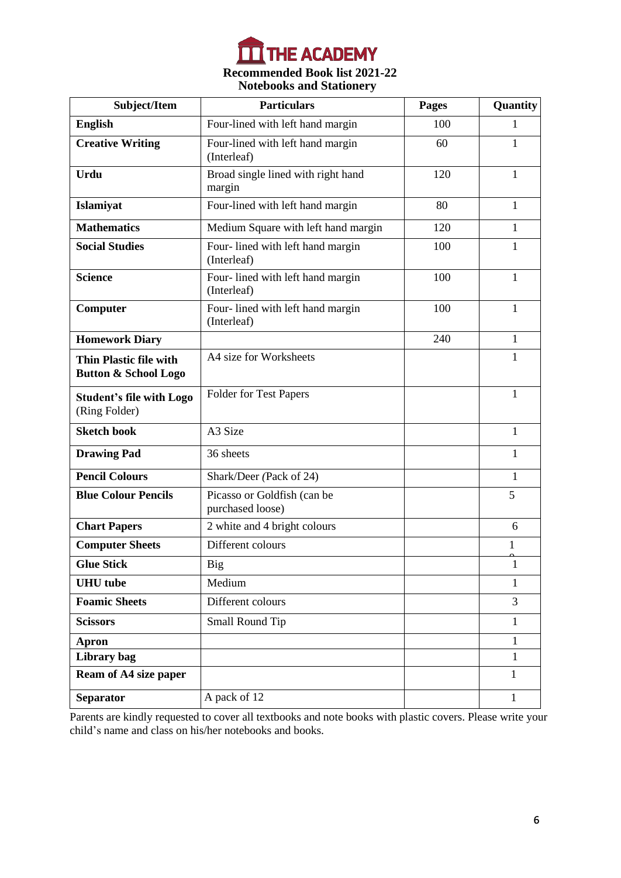# THE ACADEMY

## Recommended Book list 2021-22
## Notebooks and Stationery

| Subject/Item | Particulars | Pages | Quantity |
|---|---|---|---|
| **English** | Four-lined with left hand margin | 100 | 1 |
| **Creative Writing** | Four-lined with left hand margin (Interleaf) | 60 | 1 |
| **Urdu** | Broad single lined with right hand margin | 120 | 1 |
| **Islamiyat** | Four-lined with left hand margin | 80 | 1 |
| **Mathematics** | Medium Square with left hand margin | 120 | 1 |
| **Social Studies** | Four- lined with left hand margin (Interleaf) | 100 | 1 |
| **Science** | Four- lined with left hand margin (Interleaf) | 100 | 1 |
| **Computer** | Four- lined with left hand margin (Interleaf) | 100 | 1 |
| **Homework Diary** | | 240 | 1 |
| **Thin Plastic file with Button & School Logo** | A4 size for Worksheets | | 1 |
| **Student's file with Logo** (Ring Folder) | Folder for Test Papers | | 1 |
| **Sketch book** | A3 Size | | 1 |
| **Drawing Pad** | 36 sheets | | 1 |
| **Pencil Colours** | Shark/Deer (Pack of 24) | | 1 |
| **Blue Colour Pencils** | Picasso or Goldfish (can be purchased loose) | | 5 |
| **Chart Papers** | 2 white and 4 bright colours | | 6 |
| **Computer Sheets** | Different colours | | 10 |
| **Glue Stick** | Big | | 1 |
| **UHU tube** | Medium | | 1 |
| **Foamic Sheets** | Different colours | | 3 |
| **Scissors** | Small Round Tip | | 1 |
| **Apron** | | | 1 |
| **Library bag** | | | 1 |
| **Ream of A4 size paper** | | | 1 |
| **Separator** | A pack of 12 | | 1 |

Parents are kindly requested to cover all textbooks and note books with plastic covers. Please write your child's name and class on his/her notebooks and books.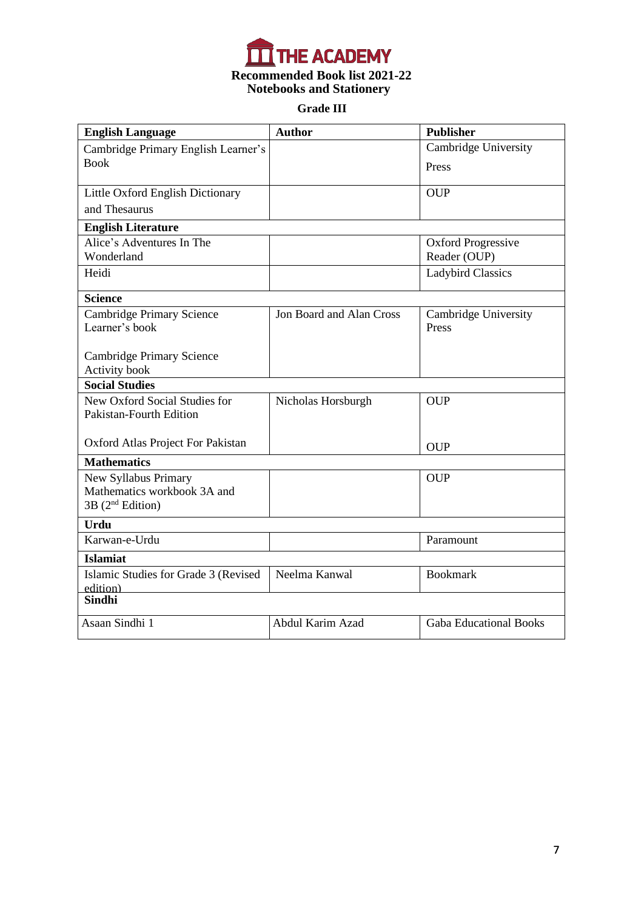# THE ACADEMY

**Recommended Book list 2021-22**
**Notebooks and Stationery**

**Grade III**

| **English Language** | **Author** | **Publisher** |
|---|---|---|
| Cambridge Primary English Learner's Book | | Cambridge University Press |
| Little Oxford English Dictionary and Thesaurus | | OUP |
| **English Literature** | | |
| Alice's Adventures In The Wonderland | | Oxford Progressive Reader (OUP) |
| Heidi | | Ladybird Classics |
| **Science** | | |
| Cambridge Primary Science Learner's book<br><br>Cambridge Primary Science Activity book | Jon Board and Alan Cross | Cambridge University Press |
| **Social Studies** | | |
| New Oxford Social Studies for Pakistan-Fourth Edition<br><br>Oxford Atlas Project For Pakistan | Nicholas Horsburgh | OUP<br><br>OUP |
| **Mathematics** | | |
| New Syllabus Primary Mathematics workbook 3A and 3B (2nd Edition) | | OUP |
| **Urdu** | | |
| Karwan-e-Urdu | | Paramount |
| **Islamiat** | | |
| Islamic Studies for Grade 3 (Revised edition) | Neelma Kanwal | Bookmark |
| **Sindhi** | | |
| Asaan Sindhi 1 | Abdul Karim Azad | Gaba Educational Books |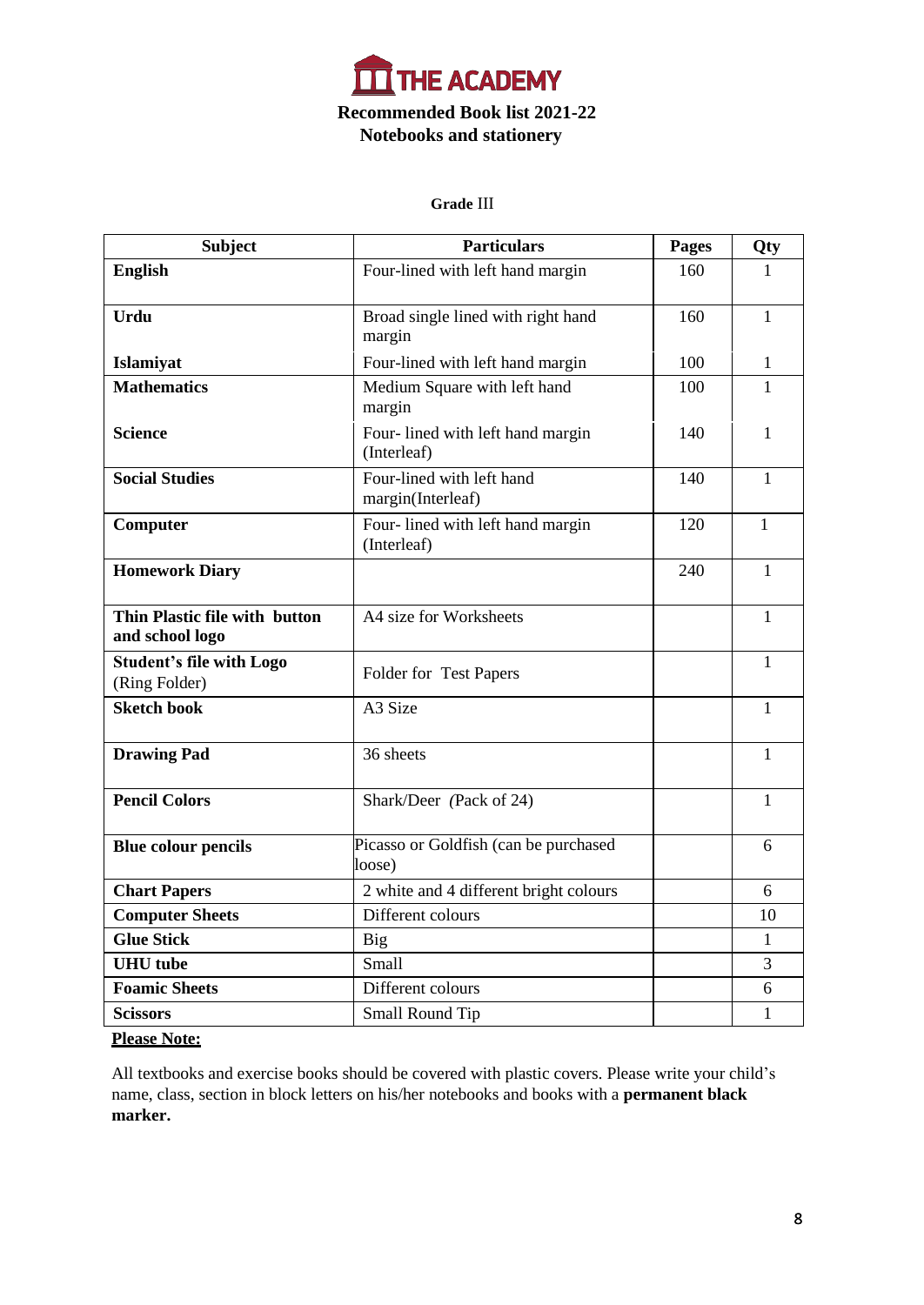# THE ACADEMY

## Recommended Book list 2021-22
## Notebooks and stationery

**Grade** III

| Subject | Particulars | Pages | Qty |
|---|---|---|---|
| **English** | Four-lined with left hand margin | 160 | 1 |
| **Urdu** | Broad single lined with right hand margin | 160 | 1 |
| **Islamiyat** | Four-lined with left hand margin | 100 | 1 |
| **Mathematics** | Medium Square with left hand margin | 100 | 1 |
| **Science** | Four- lined with left hand margin (Interleaf) | 140 | 1 |
| **Social Studies** | Four-lined with left hand margin(Interleaf) | 140 | 1 |
| **Computer** | Four- lined with left hand margin (Interleaf) | 120 | 1 |
| **Homework Diary** | | 240 | 1 |
| **Thin Plastic file with button and school logo** | A4 size for Worksheets | | 1 |
| **Student's file with Logo** (Ring Folder) | Folder for Test Papers | | 1 |
| **Sketch book** | A3 Size | | 1 |
| **Drawing Pad** | 36 sheets | | 1 |
| **Pencil Colors** | Shark/Deer (Pack of 24) | | 1 |
| **Blue colour pencils** | Picasso or Goldfish (can be purchased loose) | | 6 |
| **Chart Papers** | 2 white and 4 different bright colours | | 6 |
| **Computer Sheets** | Different colours | | 10 |
| **Glue Stick** | Big | | 1 |
| **UHU tube** | Small | | 3 |
| **Foamic Sheets** | Different colours | | 6 |
| **Scissors** | Small Round Tip | | 1 |

**Please Note:**

All textbooks and exercise books should be covered with plastic covers. Please write your child's name, class, section in block letters on his/her notebooks and books with a **permanent black marker.**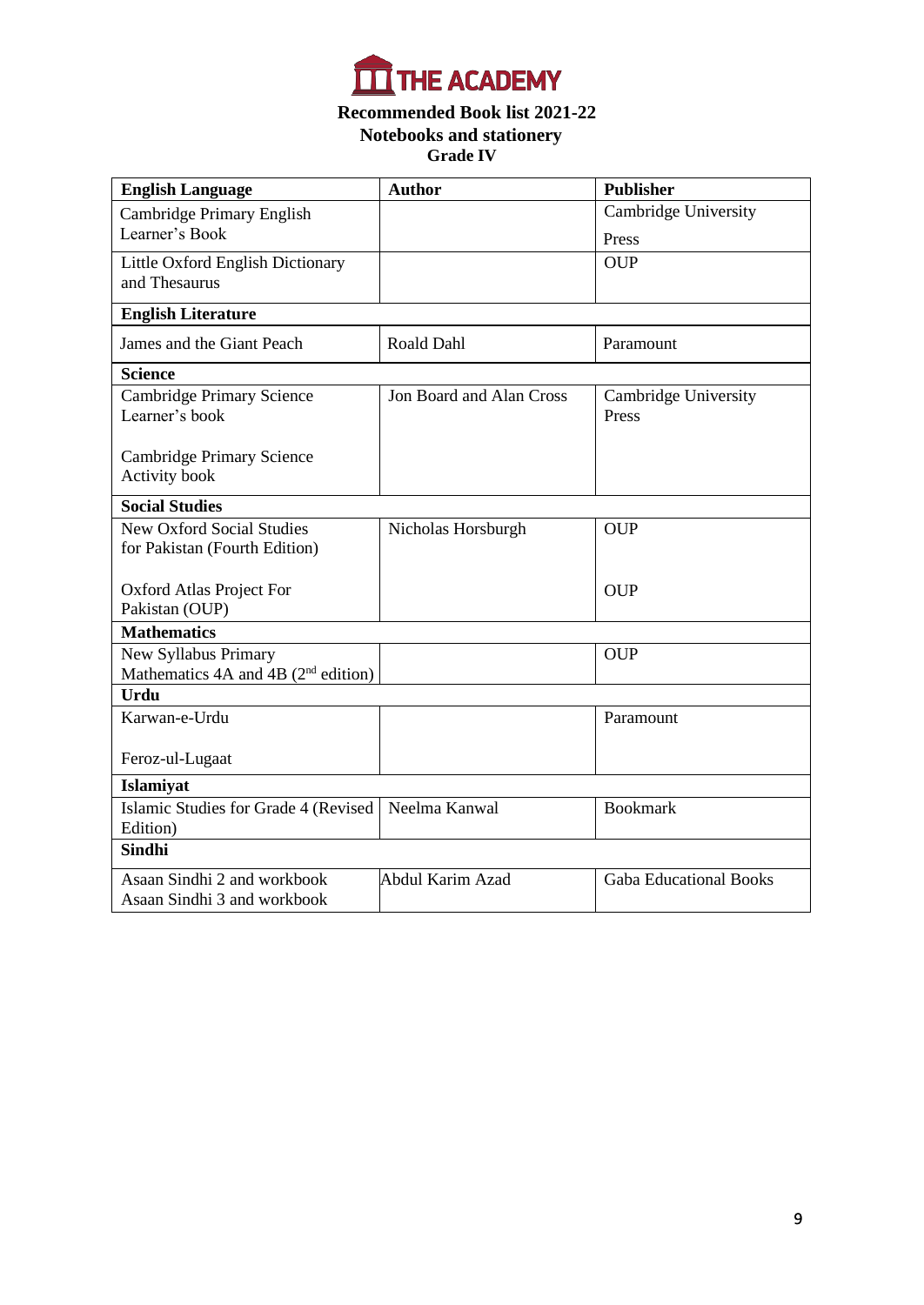# THE ACADEMY

## Recommended Book list 2021-22

### Notebooks and stationery

### Grade IV

| **English Language** | **Author** | **Publisher** |
|---|---|---|
| Cambridge Primary English Learner's Book | | Cambridge University Press |
| Little Oxford English Dictionary and Thesaurus | | OUP |
| **English Literature** | | |
| James and the Giant Peach | Roald Dahl | Paramount |
| **Science** | | |
| Cambridge Primary Science Learner's book<br><br>Cambridge Primary Science Activity book | Jon Board and Alan Cross | Cambridge University Press |
| **Social Studies** | | |
| New Oxford Social Studies for Pakistan (Fourth Edition)<br><br>Oxford Atlas Project For Pakistan (OUP) | Nicholas Horsburgh | OUP<br><br>OUP |
| **Mathematics** | | |
| New Syllabus Primary Mathematics 4A and 4B (2nd edition) | | OUP |
| **Urdu** | | |
| Karwan-e-Urdu<br><br>Feroz-ul-Lugaat | | Paramount |
| **Islamiyat** | | |
| Islamic Studies for Grade 4 (Revised Edition) | Neelma Kanwal | Bookmark |
| **Sindhi** | | |
| Asaan Sindhi 2 and workbook<br>Asaan Sindhi 3 and workbook | Abdul Karim Azad | Gaba Educational Books |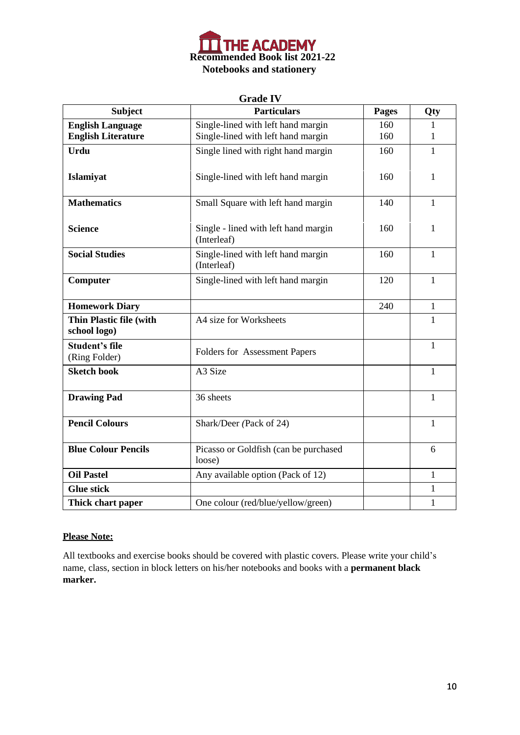# THE ACADEMY

## Recommended Book list 2021-22

## Notebooks and stationery

### Grade IV

| Subject | Particulars | Pages | Qty |
|---|---|---|---|
| **English Language** | Single-lined with left hand margin | 160 | 1 |
| **English Literature** | Single-lined with left hand margin | 160 | 1 |
| **Urdu** | Single lined with right hand margin | 160 | 1 |
| **Islamiyat** | Single-lined with left hand margin | 160 | 1 |
| **Mathematics** | Small Square with left hand margin | 140 | 1 |
| **Science** | Single - lined with left hand margin (Interleaf) | 160 | 1 |
| **Social Studies** | Single-lined with left hand margin (Interleaf) | 160 | 1 |
| **Computer** | Single-lined with left hand margin | 120 | 1 |
| **Homework Diary** | | 240 | 1 |
| **Thin Plastic file (with school logo)** | A4 size for Worksheets | | 1 |
| **Student's file** (Ring Folder) | Folders for Assessment Papers | | 1 |
| **Sketch book** | A3 Size | | 1 |
| **Drawing Pad** | 36 sheets | | 1 |
| **Pencil Colours** | Shark/Deer (Pack of 24) | | 1 |
| **Blue Colour Pencils** | Picasso or Goldfish (can be purchased loose) | | 6 |
| **Oil Pastel** | Any available option (Pack of 12) | | 1 |
| **Glue stick** | | | 1 |
| **Thick chart paper** | One colour (red/blue/yellow/green) | | 1 |

**Please Note:**

All textbooks and exercise books should be covered with plastic covers. Please write your child's name, class, section in block letters on his/her notebooks and books with a **permanent black marker.**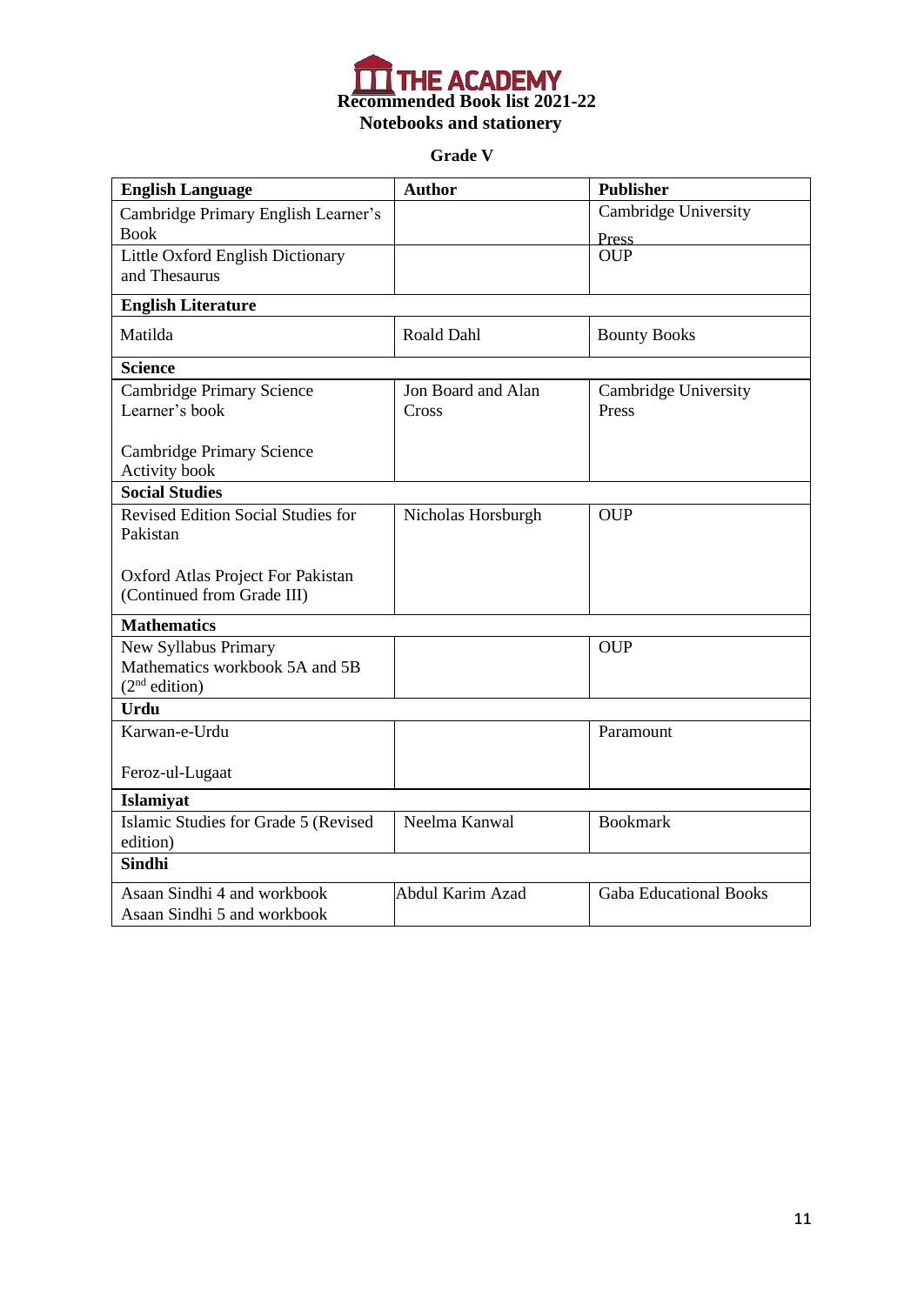# THE ACADEMY

**Recommended Book list 2021-22**

**Notebooks and stationery**

**Grade V**

| **English Language** | **Author** | **Publisher** |
|---|---|---|
| Cambridge Primary English Learner's Book | | Cambridge University Press |
| Little Oxford English Dictionary and Thesaurus | | OUP |
| **English Literature** | | |
| Matilda | Roald Dahl | Bounty Books |
| **Science** | | |
| Cambridge Primary Science Learner's book<br><br>Cambridge Primary Science Activity book | Jon Board and Alan Cross | Cambridge University Press |
| **Social Studies** | | |
| Revised Edition Social Studies for Pakistan<br><br>Oxford Atlas Project For Pakistan (Continued from Grade III) | Nicholas Horsburgh | OUP |
| **Mathematics** | | |
| New Syllabus Primary Mathematics workbook 5A and 5B (2nd edition) | | OUP |
| **Urdu** | | |
| Karwan-e-Urdu<br><br>Feroz-ul-Lugaat | | Paramount |
| **Islamiyat** | | |
| Islamic Studies for Grade 5 (Revised edition) | Neelma Kanwal | Bookmark |
| **Sindhi** | | |
| Asaan Sindhi 4 and workbook<br>Asaan Sindhi 5 and workbook | Abdul Karim Azad | Gaba Educational Books |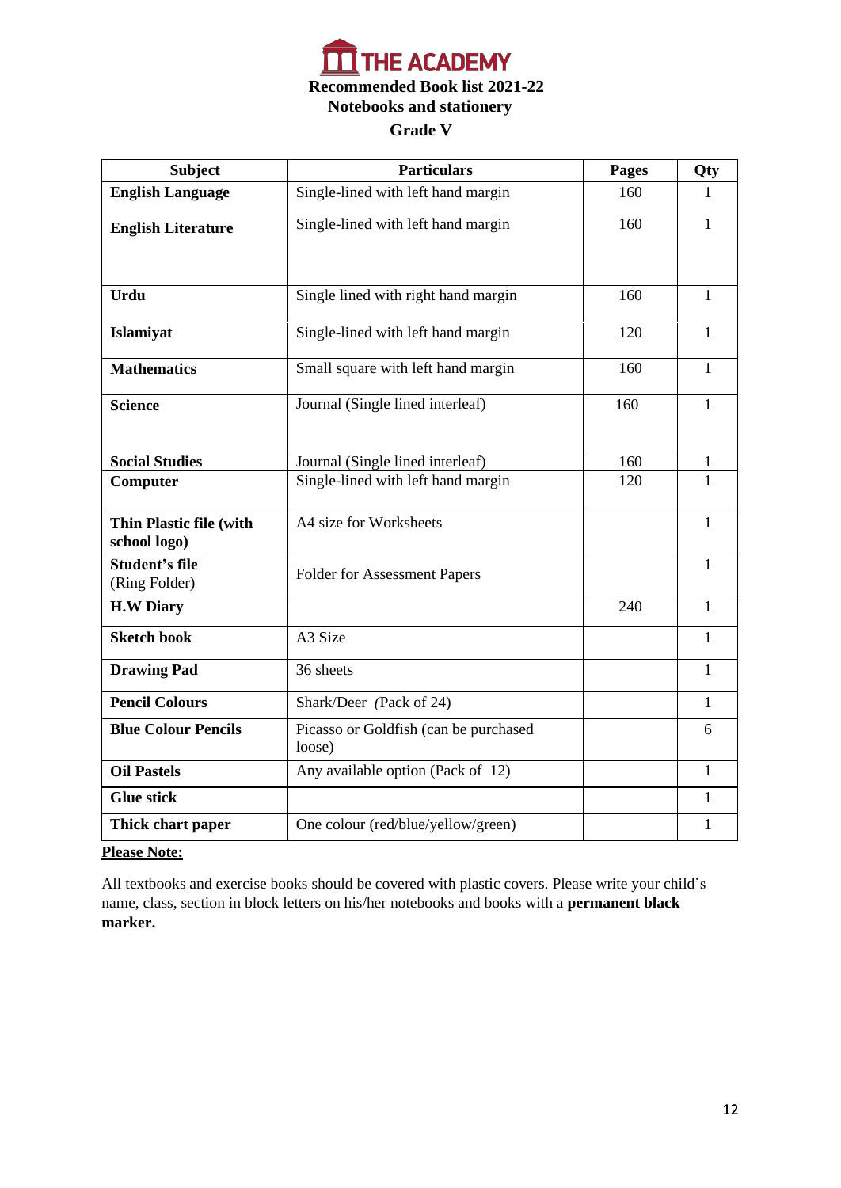# THE ACADEMY

## Recommended Book list 2021-22

### Notebooks and stationery

### Grade V

| Subject | Particulars | Pages | Qty |
|---|---|---|---|
| **English Language** | Single-lined with left hand margin | 160 | 1 |
| **English Literature** | Single-lined with left hand margin | 160 | 1 |
| **Urdu** | Single lined with right hand margin | 160 | 1 |
| **Islamiyat** | Single-lined with left hand margin | 120 | 1 |
| **Mathematics** | Small square with left hand margin | 160 | 1 |
| **Science** | Journal (Single lined interleaf) | 160 | 1 |
| **Social Studies** | Journal (Single lined interleaf) | 160 | 1 |
| **Computer** | Single-lined with left hand margin | 120 | 1 |
| **Thin Plastic file (with school logo)** | A4 size for Worksheets | | 1 |
| **Student's file** (Ring Folder) | Folder for Assessment Papers | | 1 |
| **H.W Diary** | | 240 | 1 |
| **Sketch book** | A3 Size | | 1 |
| **Drawing Pad** | 36 sheets | | 1 |
| **Pencil Colours** | Shark/Deer (Pack of 24) | | 1 |
| **Blue Colour Pencils** | Picasso or Goldfish (can be purchased loose) | | 6 |
| **Oil Pastels** | Any available option (Pack of 12) | | 1 |
| **Glue stick** | | | 1 |
| **Thick chart paper** | One colour (red/blue/yellow/green) | | 1 |

**Please Note:**

All textbooks and exercise books should be covered with plastic covers. Please write your child's name, class, section in block letters on his/her notebooks and books with a **permanent black marker.**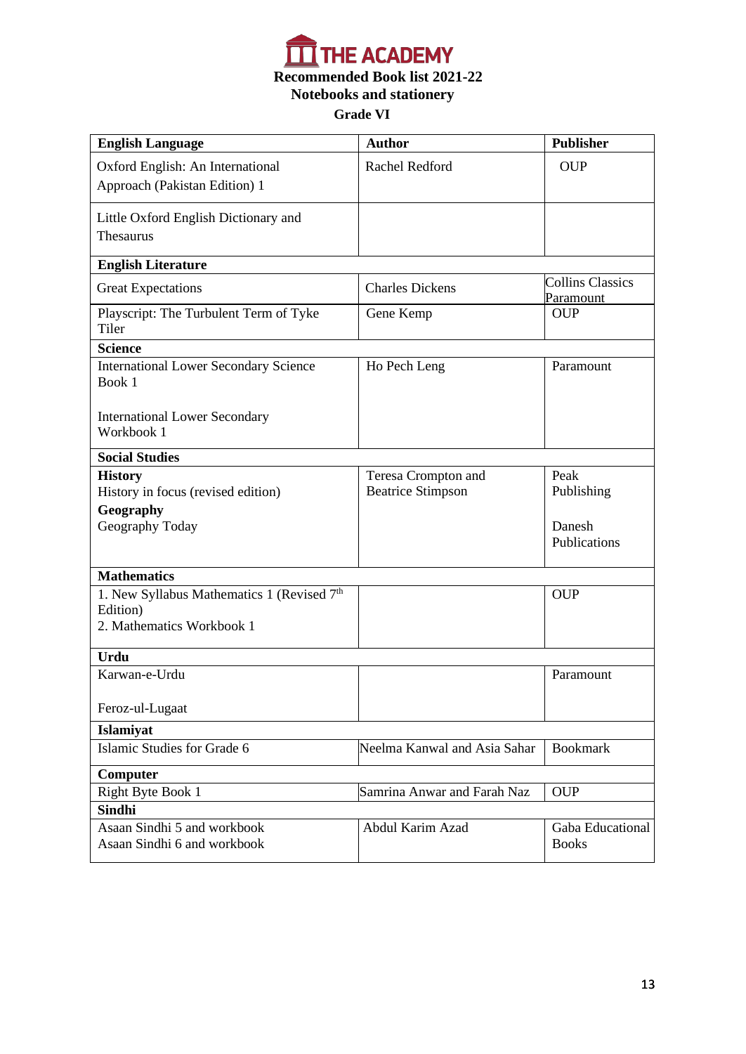THE ACADEMY

**Recommended Book list 2021-22**

**Notebooks and stationery**

**Grade VI**

| **English Language** | **Author** | **Publisher** |
|---|---|---|
| Oxford English: An International Approach (Pakistan Edition) 1 | Rachel Redford | OUP |
| Little Oxford English Dictionary and Thesaurus | | |
| **English Literature** | | |
| Great Expectations | Charles Dickens | Collins Classics Paramount |
| Playscript: The Turbulent Term of Tyke Tiler | Gene Kemp | OUP |
| **Science** | | |
| International Lower Secondary Science Book 1<br><br>International Lower Secondary Workbook 1 | Ho Pech Leng | Paramount |
| **Social Studies** | | |
| **History**<br>History in focus (revised edition)<br>**Geography**<br>Geography Today | Teresa Crompton and Beatrice Stimpson | Peak Publishing<br><br>Danesh Publications |
| **Mathematics** | | |
| 1. New Syllabus Mathematics 1 (Revised 7th Edition)<br>2. Mathematics Workbook 1 | | OUP |
| **Urdu** | | |
| Karwan-e-Urdu<br><br>Feroz-ul-Lugaat | | Paramount |
| **Islamiyat** | | |
| Islamic Studies for Grade 6 | Neelma Kanwal and Asia Sahar | Bookmark |
| **Computer** | | |
| Right Byte Book 1 | Samrina Anwar and Farah Naz | OUP |
| **Sindhi** | | |
| Asaan Sindhi 5 and workbook<br>Asaan Sindhi 6 and workbook | Abdul Karim Azad | Gaba Educational Books |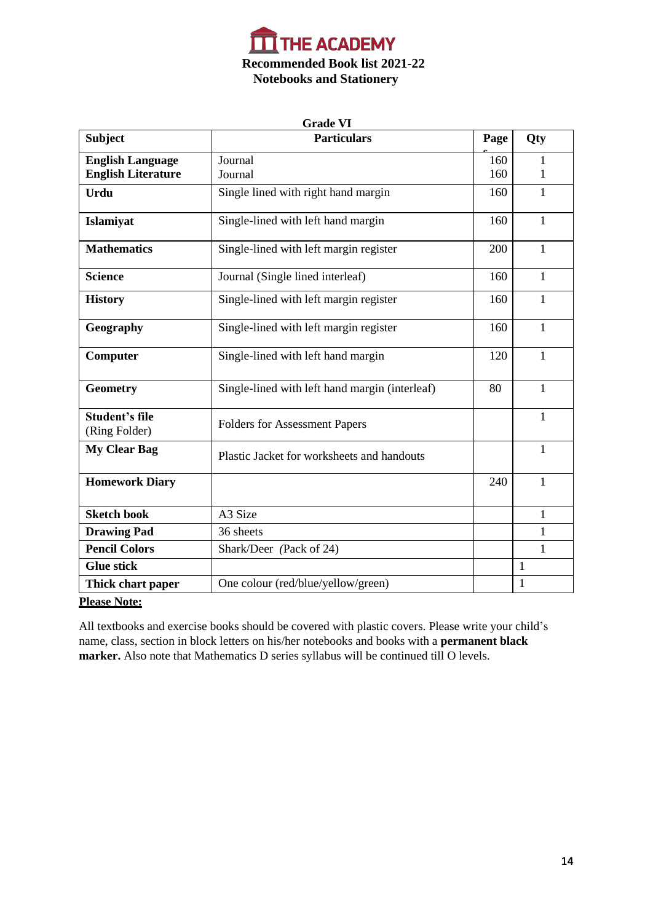# THE ACADEMY

## Recommended Book list 2021-22

## Notebooks and Stationery

**Grade VI**

| Subject | Particulars | Pages | Qty |
|---|---|---|---|
| **English Language**<br>**English Literature** | Journal<br>Journal | 160<br>160 | 1<br>1 |
| **Urdu** | Single lined with right hand margin | 160 | 1 |
| **Islamiyat** | Single-lined with left hand margin | 160 | 1 |
| **Mathematics** | Single-lined with left margin register | 200 | 1 |
| **Science** | Journal (Single lined interleaf) | 160 | 1 |
| **History** | Single-lined with left margin register | 160 | 1 |
| **Geography** | Single-lined with left margin register | 160 | 1 |
| **Computer** | Single-lined with left hand margin | 120 | 1 |
| **Geometry** | Single-lined with left hand margin (interleaf) | 80 | 1 |
| **Student's file** (Ring Folder) | Folders for Assessment Papers | | 1 |
| **My Clear Bag** | Plastic Jacket for worksheets and handouts | | 1 |
| **Homework Diary** | | 240 | 1 |
| **Sketch book** | A3 Size | | 1 |
| **Drawing Pad** | 36 sheets | | 1 |
| **Pencil Colors** | Shark/Deer (Pack of 24) | | 1 |
| **Glue stick** | | | 1 |
| **Thick chart paper** | One colour (red/blue/yellow/green) | | 1 |

**Please Note:**

All textbooks and exercise books should be covered with plastic covers. Please write your child's name, class, section in block letters on his/her notebooks and books with a **permanent black marker.** Also note that Mathematics D series syllabus will be continued till O levels.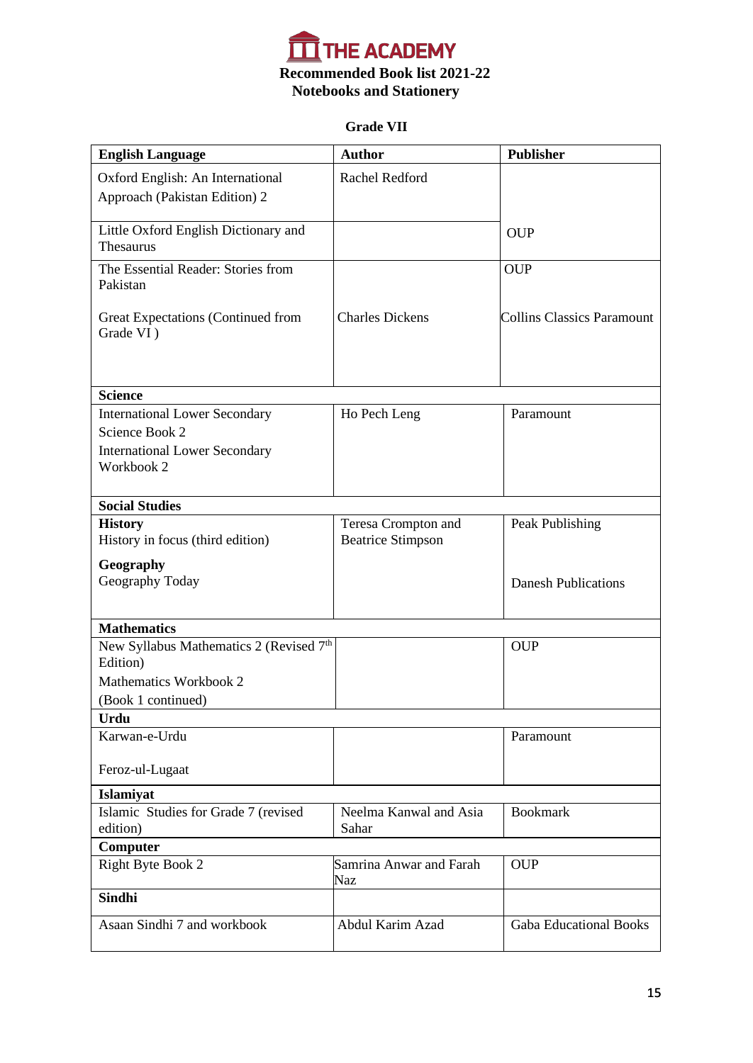# THE ACADEMY

**Recommended Book list 2021-22**
**Notebooks and Stationery**

**Grade VII**

| **English Language** | **Author** | **Publisher** |
|---|---|---|
| Oxford English: An International Approach (Pakistan Edition) 2 | Rachel Redford | |
| Little Oxford English Dictionary and Thesaurus | | OUP |
| The Essential Reader: Stories from Pakistan | | OUP |
| Great Expectations (Continued from Grade VI ) | Charles Dickens | Collins Classics Paramount |
| **Science** | | |
| International Lower Secondary Science Book 2<br>International Lower Secondary Workbook 2 | Ho Pech Leng | Paramount |
| **Social Studies** | | |
| **History**<br>History in focus (third edition) | Teresa Crompton and Beatrice Stimpson | Peak Publishing |
| **Geography**<br>Geography Today | | Danesh Publications |
| **Mathematics** | | |
| New Syllabus Mathematics 2 (Revised 7th Edition)<br>Mathematics Workbook 2<br>(Book 1 continued) | | OUP |
| **Urdu** | | |
| Karwan-e-Urdu<br>Feroz-ul-Lugaat | | Paramount |
| **Islamiyat** | | |
| Islamic Studies for Grade 7 (revised edition) | Neelma Kanwal and Asia Sahar | Bookmark |
| **Computer** | | |
| Right Byte Book 2 | Samrina Anwar and Farah Naz | OUP |
| **Sindhi** | | |
| Asaan Sindhi 7 and workbook | Abdul Karim Azad | Gaba Educational Books |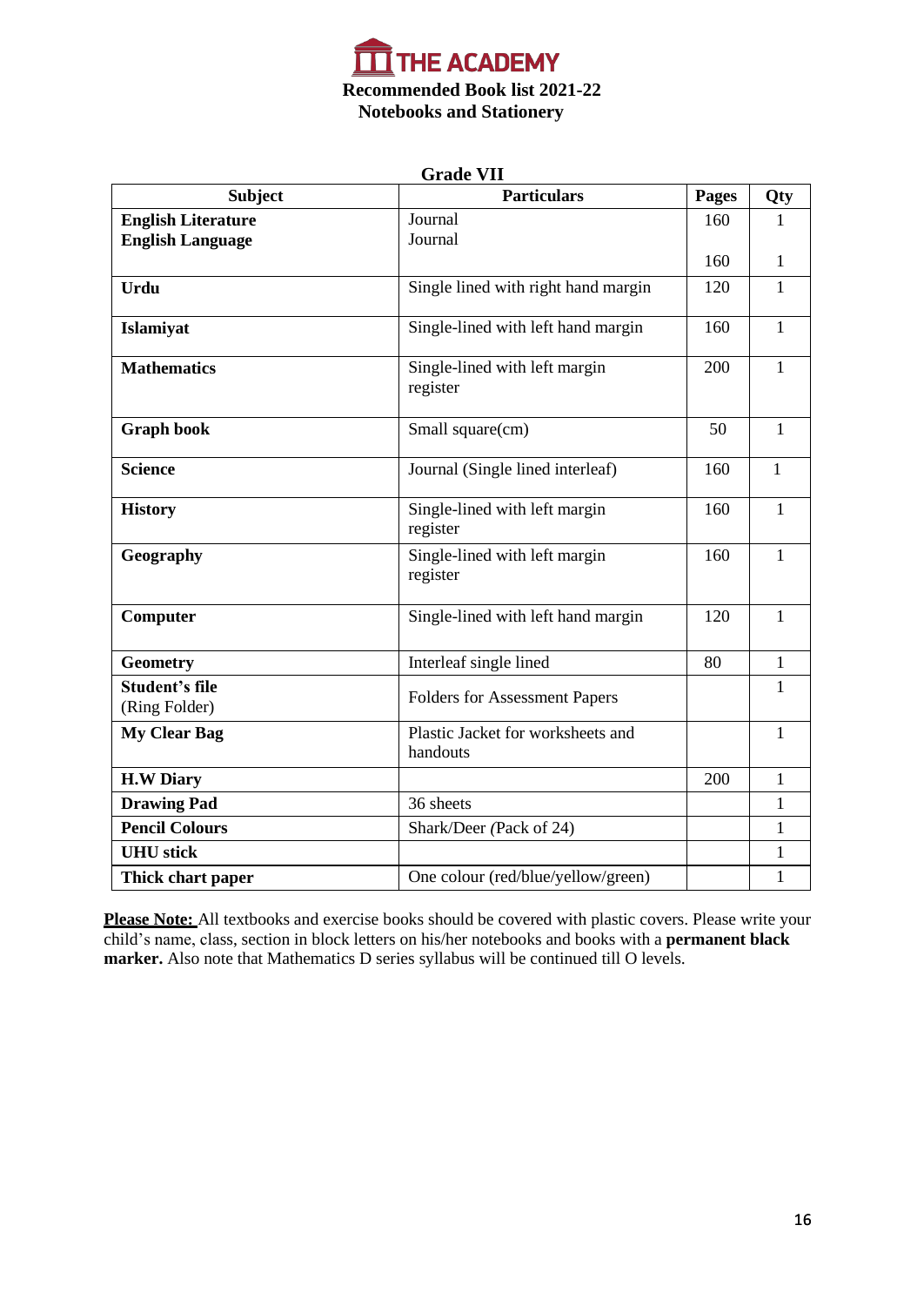# THE ACADEMY

## Recommended Book list 2021-22
## Notebooks and Stationery

### Grade VII

| Subject | Particulars | Pages | Qty |
|---|---|---|---|
| **English Literature**<br>**English Language** | Journal<br>Journal | 160<br>160 | 1<br>1 |
| **Urdu** | Single lined with right hand margin | 120 | 1 |
| **Islamiyat** | Single-lined with left hand margin | 160 | 1 |
| **Mathematics** | Single-lined with left margin register | 200 | 1 |
| **Graph book** | Small square(cm) | 50 | 1 |
| **Science** | Journal (Single lined interleaf) | 160 | 1 |
| **History** | Single-lined with left margin register | 160 | 1 |
| **Geography** | Single-lined with left margin register | 160 | 1 |
| **Computer** | Single-lined with left hand margin | 120 | 1 |
| **Geometry** | Interleaf single lined | 80 | 1 |
| **Student's file** (Ring Folder) | Folders for Assessment Papers | | 1 |
| **My Clear Bag** | Plastic Jacket for worksheets and handouts | | 1 |
| **H.W Diary** | | 200 | 1 |
| **Drawing Pad** | 36 sheets | | 1 |
| **Pencil Colours** | Shark/Deer (Pack of 24) | | 1 |
| **UHU stick** | | | 1 |
| **Thick chart paper** | One colour (red/blue/yellow/green) | | 1 |

**Please Note:** All textbooks and exercise books should be covered with plastic covers. Please write your child's name, class, section in block letters on his/her notebooks and books with a **permanent black marker.** Also note that Mathematics D series syllabus will be continued till O levels.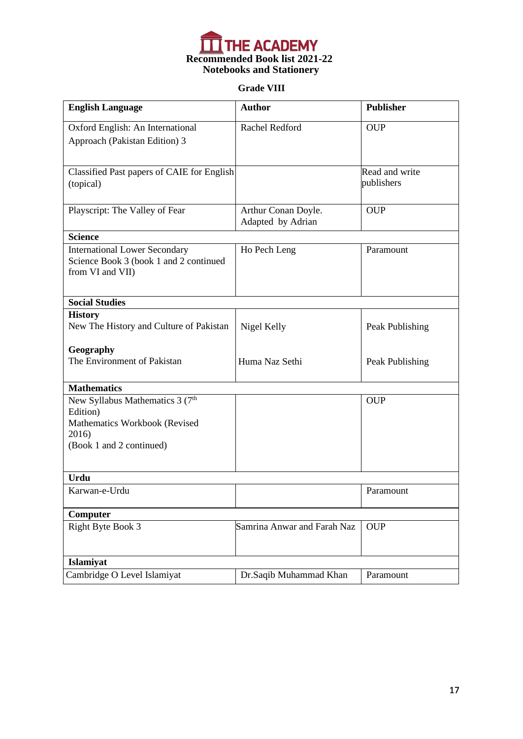# THE ACADEMY

**Recommended Book list 2021-22**

**Notebooks and Stationery**

**Grade VIII**

| **English Language** | **Author** | **Publisher** |
|---|---|---|
| Oxford English: An International Approach (Pakistan Edition) 3 | Rachel Redford | OUP |
| Classified Past papers of CAIE for English (topical) | | Read and write publishers |
| Playscript: The Valley of Fear | Arthur Conan Doyle. Adapted by Adrian | OUP |
| **Science** | | |
| International Lower Secondary Science Book 3 (book 1 and 2 continued from VI and VII) | Ho Pech Leng | Paramount |
| **Social Studies** | | |
| **History**<br>New The History and Culture of Pakistan | Nigel Kelly | Peak Publishing |
| **Geography**<br>The Environment of Pakistan | Huma Naz Sethi | Peak Publishing |
| **Mathematics** | | |
| New Syllabus Mathematics 3 (7th Edition)<br>Mathematics Workbook (Revised 2016)<br>(Book 1 and 2 continued) | | OUP |
| **Urdu** | | |
| Karwan-e-Urdu | | Paramount |
| **Computer** | | |
| Right Byte Book 3 | Samrina Anwar and Farah Naz | OUP |
| **Islamiyat** | | |
| Cambridge O Level Islamiyat | Dr.Saqib Muhammad Khan | Paramount |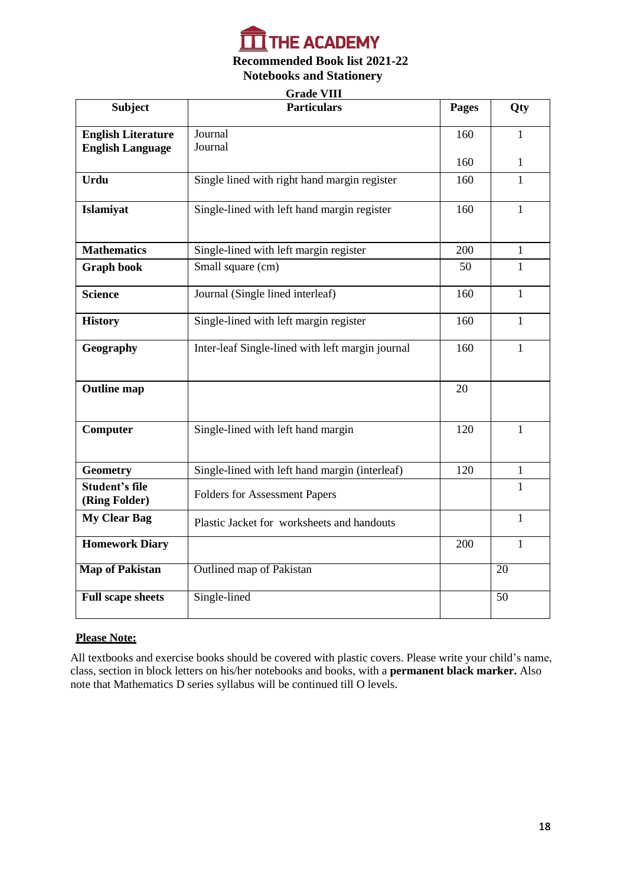# THE ACADEMY

## Recommended Book list 2021-22

## Notebooks and Stationery

### Grade VIII

| Subject | Particulars | Pages | Qty |
|---|---|---|---|
| **English Literature**<br>**English Language** | Journal<br>Journal | 160<br>160 | 1<br>1 |
| **Urdu** | Single lined with right hand margin register | 160 | 1 |
| **Islamiyat** | Single-lined with left hand margin register | 160 | 1 |
| **Mathematics** | Single-lined with left margin register | 200 | 1 |
| **Graph book** | Small square (cm) | 50 | 1 |
| **Science** | Journal (Single lined interleaf) | 160 | 1 |
| **History** | Single-lined with left margin register | 160 | 1 |
| **Geography** | Inter-leaf Single-lined with left margin journal | 160 | 1 |
| **Outline map** | | 20 | |
| **Computer** | Single-lined with left hand margin | 120 | 1 |
| **Geometry** | Single-lined with left hand margin (interleaf) | 120 | 1 |
| **Student's file (Ring Folder)** | Folders for Assessment Papers | | 1 |
| **My Clear Bag** | Plastic Jacket for worksheets and handouts | | 1 |
| **Homework Diary** | | 200 | 1 |
| **Map of Pakistan** | Outlined map of Pakistan | | 20 |
| **Full scape sheets** | Single-lined | | 50 |

**Please Note:**

All textbooks and exercise books should be covered with plastic covers. Please write your child's name, class, section in block letters on his/her notebooks and books, with a **permanent black marker.** Also note that Mathematics D series syllabus will be continued till O levels.